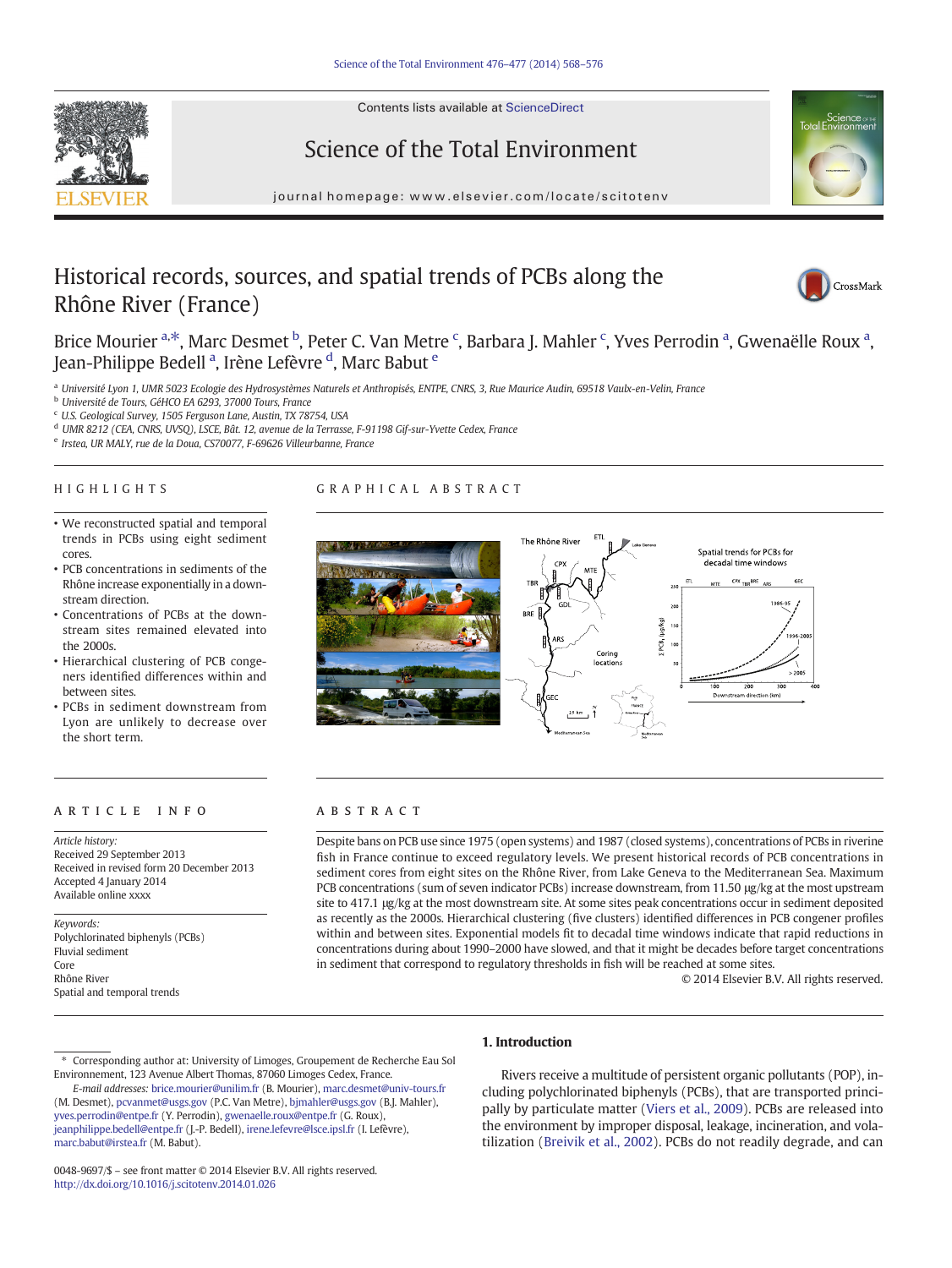# Historical records, sources, and spatial trends of PCBs along the Rhône River (France)

Brice Mourier [a,*], Marc Desmet [b], Peter C. Van Metre [c], Barbara J. Mahler [c], Yves Perrodin [a], Gwenaëlle Roux [a], Jean-Philippe Bedell [a], Irène Lefèvre [d], Marc Babut [e]

[a] Université Lyon 1, UMR 5023 Ecologie des Hydrosystèmes Naturels et Anthropisés, ENTPE, CNRS, 3, Rue Maurice Audin, 69518 Vaulx-en-Velin, France
[b] Université de Tours, GéHCO EA 6293, 37000 Tours, France
[c] U.S. Geological Survey, 1505 Ferguson Lane, Austin, TX 78754, USA
[d] UMR 8212 (CEA, CNRS, UVSQ), LSCE, Bât. 12, avenue de la Terrasse, F-91198 Gif-sur-Yvette Cedex, France
[e] Irstea, UR MALY, rue de la Doua, CS70077, F-69626 Villeurbanne, France

## HIGHLIGHTS

- We reconstructed spatial and temporal trends in PCBs using eight sediment cores.
- PCB concentrations in sediments of the Rhône increase exponentially in a downstream direction.
- Concentrations of PCBs at the downstream sites remained elevated into the 2000s.
- Hierarchical clustering of PCB congeners identified differences within and between sites.
- PCBs in sediment downstream from Lyon are unlikely to decrease over the short term.

## ARTICLE INFO

*Article history:*
Received 29 September 2013
Received in revised form 20 December 2013
Accepted 4 January 2014
Available online xxxx

*Keywords:*
Polychlorinated biphenyls (PCBs)
Fluvial sediment
Core
Rhône River
Spatial and temporal trends

## ABSTRACT

Despite bans on PCB use since 1975 (open systems) and 1987 (closed systems), concentrations of PCBs in riverine fish in France continue to exceed regulatory levels. We present historical records of PCB concentrations in sediment cores from eight sites on the Rhône River, from Lake Geneva to the Mediterranean Sea. Maximum PCB concentrations (sum of seven indicator PCBs) increase downstream, from 11.50 μg/kg at the most upstream site to 417.1 μg/kg at the most downstream site. At some sites peak concentrations occur in sediment deposited as recently as the 2000s. Hierarchical clustering (five clusters) identified differences in PCB congener profiles within and between sites. Exponential models fit to decadal time windows indicate that rapid reductions in concentrations during about 1990–2000 have slowed, and that it might be decades before target concentrations in sediment that correspond to regulatory thresholds in fish will be reached at some sites.

© 2014 Elsevier B.V. All rights reserved.

## 1. Introduction

Rivers receive a multitude of persistent organic pollutants (POP), including polychlorinated biphenyls (PCBs), that are transported principally by particulate matter (Viers et al., 2009). PCBs are released into the environment by improper disposal, leakage, incineration, and volatilization (Breivik et al., 2002). PCBs do not readily degrade, and can

* Corresponding author at: University of Limoges, Groupement de Recherche Eau Sol Environnement, 123 Avenue Albert Thomas, 87060 Limoges Cedex, France.
*E-mail addresses:* brice.mourier@unilim.fr (B. Mourier), marc.desmet@univ-tours.fr (M. Desmet), pcvanmet@usgs.gov (P.C. Van Metre), bjmahler@usgs.gov (B.J. Mahler), yves.perrodin@entpe.fr (Y. Perrodin), gwenaelle.roux@entpe.fr (G. Roux), jeanphilippe.bedell@entpe.fr (J.-P. Bedell), irene.lefevre@lsce.ipsl.fr (I. Lefèvre), marc.babut@irstea.fr (M. Babut).

0048-9697/$ – see front matter © 2014 Elsevier B.V. All rights reserved.
http://dx.doi.org/10.1016/j.scitotenv.2014.01.026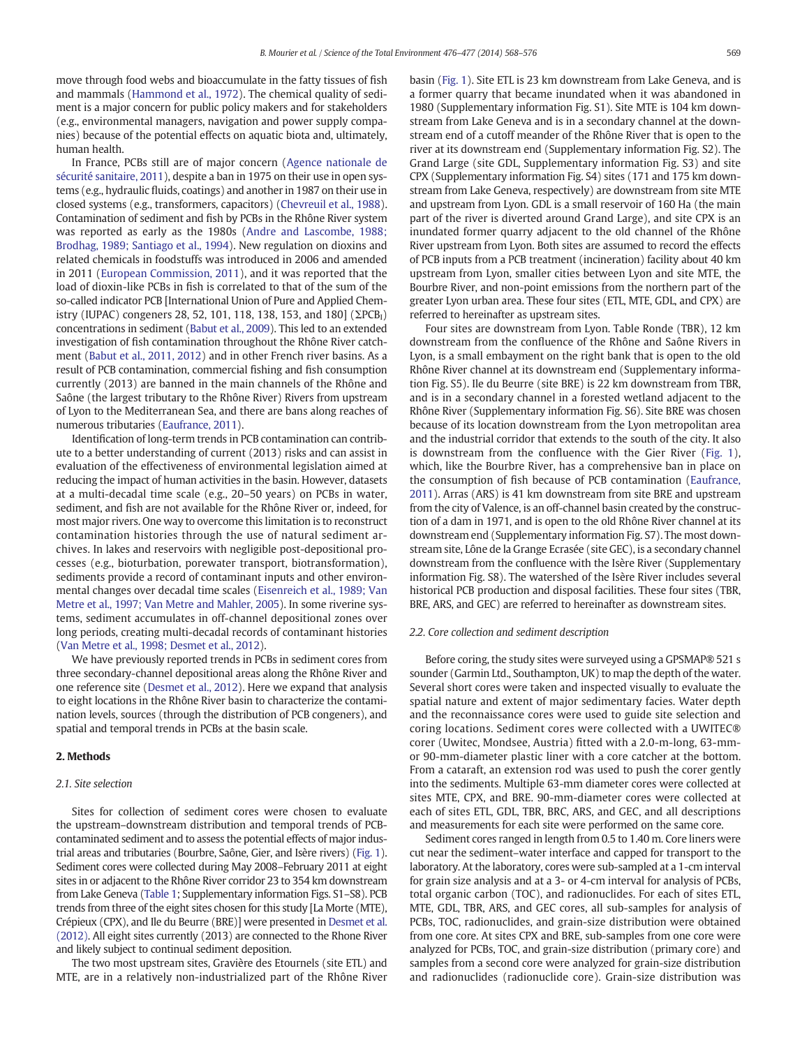move through food webs and bioaccumulate in the fatty tissues of fish and mammals (Hammond et al., 1972). The chemical quality of sediment is a major concern for public policy makers and for stakeholders (e.g., environmental managers, navigation and power supply companies) because of the potential effects on aquatic biota and, ultimately, human health.

In France, PCBs still are of major concern (Agence nationale de sécurité sanitaire, 2011), despite a ban in 1975 on their use in open systems (e.g., hydraulic fluids, coatings) and another in 1987 on their use in closed systems (e.g., transformers, capacitors) (Chevreuil et al., 1988). Contamination of sediment and fish by PCBs in the Rhône River system was reported as early as the 1980s (Andre and Lascombe, 1988; Brodhag, 1989; Santiago et al., 1994). New regulation on dioxins and related chemicals in foodstuffs was introduced in 2006 and amended in 2011 (European Commission, 2011), and it was reported that the load of dioxin-like PCBs in fish is correlated to that of the sum of the so-called indicator PCB [International Union of Pure and Applied Chemistry (IUPAC) congeners 28, 52, 101, 118, 138, 153, and 180] ($\Sigma PCB_I$) concentrations in sediment (Babut et al., 2009). This led to an extended investigation of fish contamination throughout the Rhône River catchment (Babut et al., 2011, 2012) and in other French river basins. As a result of PCB contamination, commercial fishing and fish consumption currently (2013) are banned in the main channels of the Rhône and Saône (the largest tributary to the Rhône River) Rivers from upstream of Lyon to the Mediterranean Sea, and there are bans along reaches of numerous tributaries (Eaufrance, 2011).

Identification of long-term trends in PCB contamination can contribute to a better understanding of current (2013) risks and can assist in evaluation of the effectiveness of environmental legislation aimed at reducing the impact of human activities in the basin. However, datasets at a multi-decadal time scale (e.g., 20–50 years) on PCBs in water, sediment, and fish are not available for the Rhône River or, indeed, for most major rivers. One way to overcome this limitation is to reconstruct contamination histories through the use of natural sediment archives. In lakes and reservoirs with negligible post-depositional processes (e.g., bioturbation, porewater transport, biotransformation), sediments provide a record of contaminant inputs and other environmental changes over decadal time scales (Eisenreich et al., 1989; Van Metre et al., 1997; Van Metre and Mahler, 2005). In some riverine systems, sediment accumulates in off-channel depositional zones over long periods, creating multi-decadal records of contaminant histories (Van Metre et al., 1998; Desmet et al., 2012).

We have previously reported trends in PCBs in sediment cores from three secondary-channel depositional areas along the Rhône River and one reference site (Desmet et al., 2012). Here we expand that analysis to eight locations in the Rhône River basin to characterize the contamination levels, sources (through the distribution of PCB congeners), and spatial and temporal trends in PCBs at the basin scale.

## 2. Methods

### 2.1. Site selection

Sites for collection of sediment cores were chosen to evaluate the upstream–downstream distribution and temporal trends of PCB-contaminated sediment and to assess the potential effects of major industrial areas and tributaries (Bourbre, Saône, Gier, and Isère rivers) (Fig. 1). Sediment cores were collected during May 2008–February 2011 at eight sites in or adjacent to the Rhône River corridor 23 to 354 km downstream from Lake Geneva (Table 1; Supplementary information Figs. S1–S8). PCB trends from three of the eight sites chosen for this study [La Morte (MTE), Crépieux (CPX), and Ile du Beurre (BRE)] were presented in Desmet et al. (2012). All eight sites currently (2013) are connected to the Rhone River and likely subject to continual sediment deposition.

The two most upstream sites, Gravière des Etournels (site ETL) and MTE, are in a relatively non-industrialized part of the Rhône River basin (Fig. 1). Site ETL is 23 km downstream from Lake Geneva, and is a former quarry that became inundated when it was abandoned in 1980 (Supplementary information Fig. S1). Site MTE is 104 km downstream from Lake Geneva and is in a secondary channel at the downstream end of a cutoff meander of the Rhône River that is open to the river at its downstream end (Supplementary information Fig. S2). The Grand Large (site GDL, Supplementary information Fig. S3) and site CPX (Supplementary information Fig. S4) sites (171 and 175 km downstream from Lake Geneva, respectively) are downstream from site MTE and upstream from Lyon. GDL is a small reservoir of 160 Ha (the main part of the river is diverted around Grand Large), and site CPX is an inundated former quarry adjacent to the old channel of the Rhône River upstream from Lyon. Both sites are assumed to record the effects of PCB inputs from a PCB treatment (incineration) facility about 40 km upstream from Lyon, smaller cities between Lyon and site MTE, the Bourbre River, and non-point emissions from the northern part of the greater Lyon urban area. These four sites (ETL, MTE, GDL, and CPX) are referred to hereinafter as upstream sites.

Four sites are downstream from Lyon. Table Ronde (TBR), 12 km downstream from the confluence of the Rhône and Saône Rivers in Lyon, is a small embayment on the right bank that is open to the old Rhône River channel at its downstream end (Supplementary information Fig. S5). Ile du Beurre (site BRE) is 22 km downstream from TBR, and is in a secondary channel in a forested wetland adjacent to the Rhône River (Supplementary information Fig. S6). Site BRE was chosen because of its location downstream from the Lyon metropolitan area and the industrial corridor that extends to the south of the city. It also is downstream from the confluence with the Gier River (Fig. 1), which, like the Bourbre River, has a comprehensive ban in place on the consumption of fish because of PCB contamination (Eaufrance, 2011). Arras (ARS) is 41 km downstream from site BRE and upstream from the city of Valence, is an off-channel basin created by the construction of a dam in 1971, and is open to the old Rhône River channel at its downstream end (Supplementary information Fig. S7). The most downstream site, Lône de la Grange Ecrasée (site GEC), is a secondary channel downstream from the confluence with the Isère River (Supplementary information Fig. S8). The watershed of the Isère River includes several historical PCB production and disposal facilities. These four sites (TBR, BRE, ARS, and GEC) are referred to hereinafter as downstream sites.

### 2.2. Core collection and sediment description

Before coring, the study sites were surveyed using a GPSMAP® 521 s sounder (Garmin Ltd., Southampton, UK) to map the depth of the water. Several short cores were taken and inspected visually to evaluate the spatial nature and extent of major sedimentary facies. Water depth and the reconnaissance cores were used to guide site selection and coring locations. Sediment cores were collected with a UWITEC® corer (Uwitec, Mondsee, Austria) fitted with a 2.0-m-long, 63-mm- or 90-mm-diameter plastic liner with a core catcher at the bottom. From a cataraft, an extension rod was used to push the corer gently into the sediments. Multiple 63-mm diameter cores were collected at sites MTE, CPX, and BRE. 90-mm-diameter cores were collected at each of sites ETL, GDL, TBR, BRC, ARS, and GEC, and all descriptions and measurements for each site were performed on the same core.

Sediment cores ranged in length from 0.5 to 1.40 m. Core liners were cut near the sediment–water interface and capped for transport to the laboratory. At the laboratory, cores were sub-sampled at a 1-cm interval for grain size analysis and at a 3- or 4-cm interval for analysis of PCBs, total organic carbon (TOC), and radionuclides. For each of sites ETL, MTE, GDL, TBR, ARS, and GEC cores, all sub-samples for analysis of PCBs, TOC, radionuclides, and grain-size distribution were obtained from one core. At sites CPX and BRE, sub-samples from one core were analyzed for PCBs, TOC, and grain-size distribution (primary core) and samples from a second core were analyzed for grain-size distribution and radionuclides (radionuclide core). Grain-size distribution was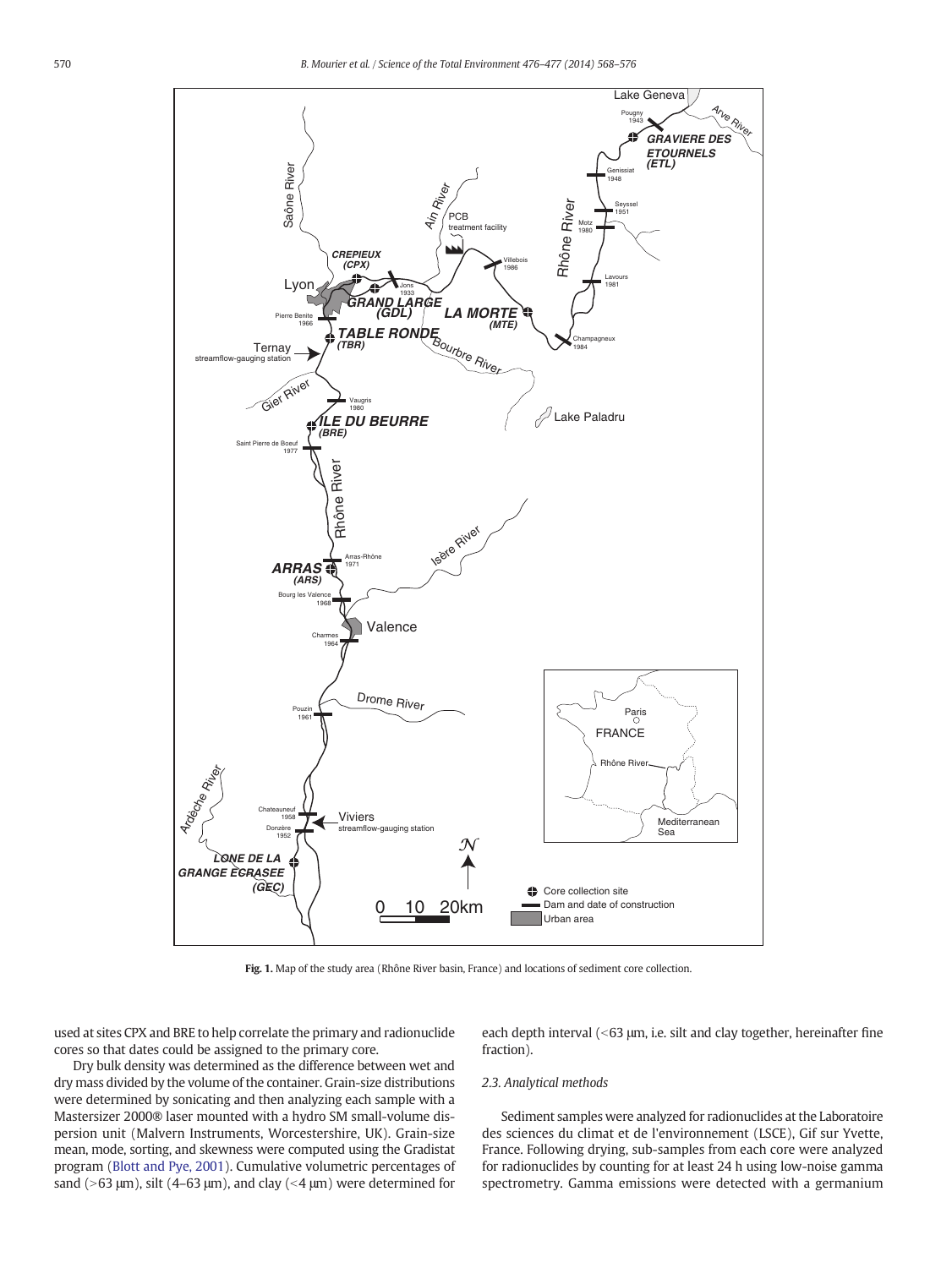Fig. 1. Map of the study area (Rhône River basin, France) and locations of sediment core collection.

used at sites CPX and BRE to help correlate the primary and radionuclide cores so that dates could be assigned to the primary core.

Dry bulk density was determined as the difference between wet and dry mass divided by the volume of the container. Grain-size distributions were determined by sonicating and then analyzing each sample with a Mastersizer 2000® laser mounted with a hydro SM small-volume dispersion unit (Malvern Instruments, Worcestershire, UK). Grain-size mean, mode, sorting, and skewness were computed using the Gradistat program (Blott and Pye, 2001). Cumulative volumetric percentages of sand (>63 μm), silt (4–63 μm), and clay (<4 μm) were determined for each depth interval (<63 μm, i.e. silt and clay together, hereinafter fine fraction).

### 2.3. Analytical methods

Sediment samples were analyzed for radionuclides at the Laboratoire des sciences du climat et de l'environnement (LSCE), Gif sur Yvette, France. Following drying, sub-samples from each core were analyzed for radionuclides by counting for at least 24 h using low-noise gamma spectrometry. Gamma emissions were detected with a germanium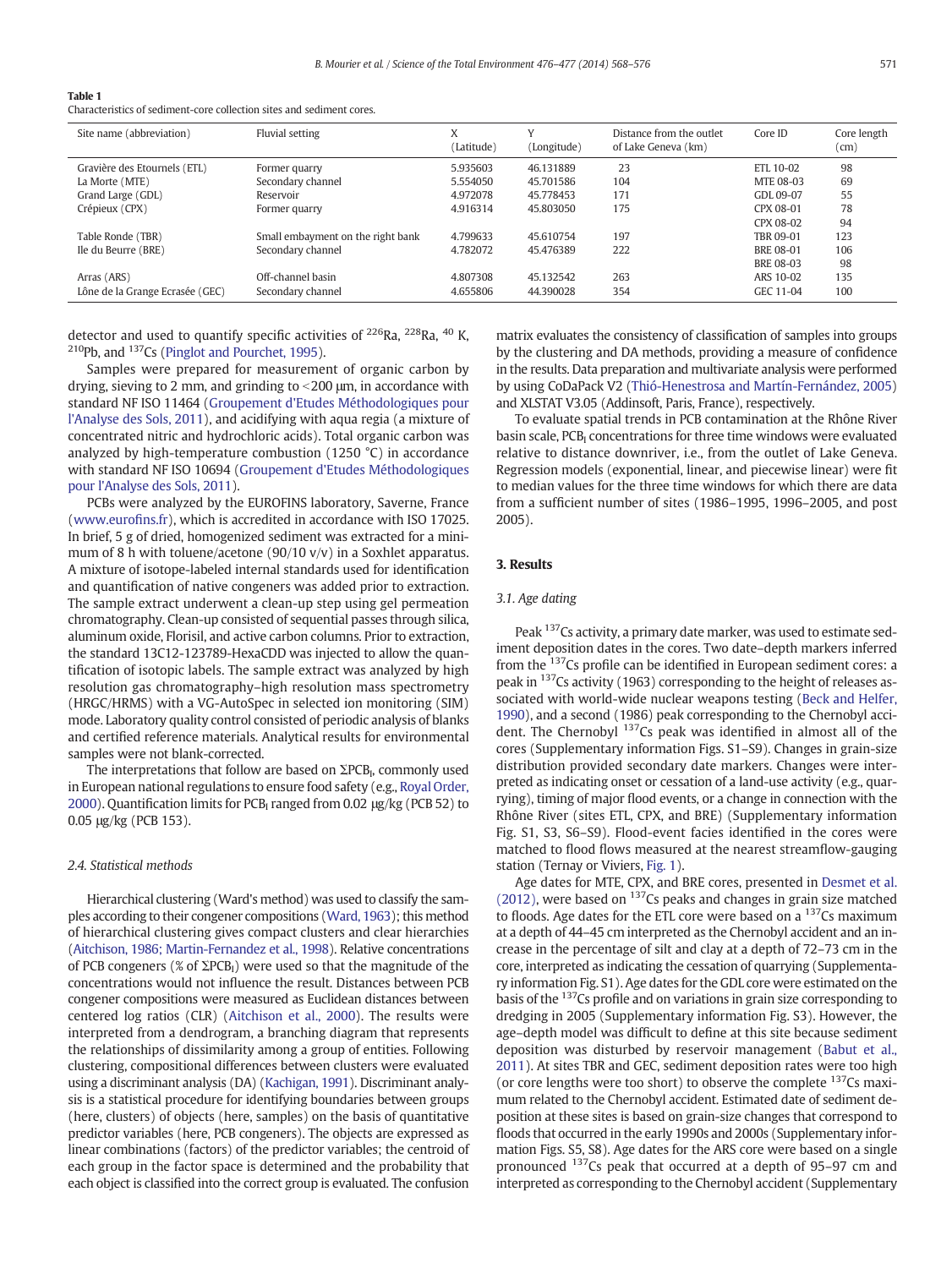**Table 1**
Characteristics of sediment-core collection sites and sediment cores.

| Site name (abbreviation) | Fluvial setting | X (Latitude) | Y (Longitude) | Distance from the outlet of Lake Geneva (km) | Core ID | Core length (cm) |
|---|---|---|---|---|---|---|
| Gravière des Etournels (ETL) | Former quarry | 5.935603 | 46.131889 | 23 | ETL 10-02 | 98 |
| La Morte (MTE) | Secondary channel | 5.554050 | 45.701586 | 104 | MTE 08-03 | 69 |
| Grand Large (GDL) | Reservoir | 4.972078 | 45.778453 | 171 | GDL 09-07 | 55 |
| Crépieux (CPX) | Former quarry | 4.916314 | 45.803050 | 175 | CPX 08-01 | 78 |
| | | | | | CPX 08-02 | 94 |
| Table Ronde (TBR) | Small embayment on the right bank | 4.799633 | 45.610754 | 197 | TBR 09-01 | 123 |
| Ile du Beurre (BRE) | Secondary channel | 4.782072 | 45.476389 | 222 | BRE 08-01 | 106 |
| | | | | | BRE 08-03 | 98 |
| Arras (ARS) | Off-channel basin | 4.807308 | 45.132542 | 263 | ARS 10-02 | 135 |
| Lône de la Grange Ecrasée (GEC) | Secondary channel | 4.655806 | 44.390028 | 354 | GEC 11-04 | 100 |

detector and used to quantify specific activities of $^{226}$Ra, $^{228}$Ra, $^{40}$K, $^{210}$Pb, and $^{137}$Cs (Pinglot and Pourchet, 1995).

Samples were prepared for measurement of organic carbon by drying, sieving to 2 mm, and grinding to <200 μm, in accordance with standard NF ISO 11464 (Groupement d'Etudes Méthodologiques pour l'Analyse des Sols, 2011), and acidifying with aqua regia (a mixture of concentrated nitric and hydrochloric acids). Total organic carbon was analyzed by high-temperature combustion (1250 °C) in accordance with standard NF ISO 10694 (Groupement d'Etudes Méthodologiques pour l'Analyse des Sols, 2011).

PCBs were analyzed by the EUROFINS laboratory, Saverne, France (www.eurofins.fr), which is accredited in accordance with ISO 17025. In brief, 5 g of dried, homogenized sediment was extracted for a minimum of 8 h with toluene/acetone (90/10 v/v) in a Soxhlet apparatus. A mixture of isotope-labeled internal standards used for identification and quantification of native congeners was added prior to extraction. The sample extract underwent a clean-up step using gel permeation chromatography. Clean-up consisted of sequential passes through silica, aluminum oxide, Florisil, and active carbon columns. Prior to extraction, the standard 13C12-123789-HexaCDD was injected to allow the quantification of isotopic labels. The sample extract was analyzed by high resolution gas chromatography–high resolution mass spectrometry (HRGC/HRMS) with a VG-AutoSpec in selected ion monitoring (SIM) mode. Laboratory quality control consisted of periodic analysis of blanks and certified reference materials. Analytical results for environmental samples were not blank-corrected.

The interpretations that follow are based on $\Sigma PCB_I$, commonly used in European national regulations to ensure food safety (e.g., Royal Order, 2000). Quantification limits for $PCB_I$ ranged from 0.02 μg/kg (PCB 52) to 0.05 μg/kg (PCB 153).

### 2.4. Statistical methods

Hierarchical clustering (Ward's method) was used to classify the samples according to their congener compositions (Ward, 1963); this method of hierarchical clustering gives compact clusters and clear hierarchies (Aitchison, 1986; Martin-Fernandez et al., 1998). Relative concentrations of PCB congeners (% of $\Sigma PCB_I$) were used so that the magnitude of the concentrations would not influence the result. Distances between PCB congener compositions were measured as Euclidean distances between centered log ratios (CLR) (Aitchison et al., 2000). The results were interpreted from a dendrogram, a branching diagram that represents the relationships of dissimilarity among a group of entities. Following clustering, compositional differences between clusters were evaluated using a discriminant analysis (DA) (Kachigan, 1991). Discriminant analysis is a statistical procedure for identifying boundaries between groups (here, clusters) of objects (here, samples) on the basis of quantitative predictor variables (here, PCB congeners). The objects are expressed as linear combinations (factors) of the predictor variables; the centroid of each group in the factor space is determined and the probability that each object is classified into the correct group is evaluated. The confusion matrix evaluates the consistency of classification of samples into groups by the clustering and DA methods, providing a measure of confidence in the results. Data preparation and multivariate analysis were performed by using CoDaPack V2 (Thió-Henestrosa and Martín-Fernández, 2005) and XLSTAT V3.05 (Addinsoft, Paris, France), respectively.

To evaluate spatial trends in PCB contamination at the Rhône River basin scale, $PCB_I$ concentrations for three time windows were evaluated relative to distance downriver, i.e., from the outlet of Lake Geneva. Regression models (exponential, linear, and piecewise linear) were fit to median values for the three time windows for which there are data from a sufficient number of sites (1986–1995, 1996–2005, and post 2005).

## 3. Results

### 3.1. Age dating

Peak $^{137}$Cs activity, a primary date marker, was used to estimate sediment deposition dates in the cores. Two date–depth markers inferred from the $^{137}$Cs profile can be identified in European sediment cores: a peak in $^{137}$Cs activity (1963) corresponding to the height of releases associated with world-wide nuclear weapons testing (Beck and Helfer, 1990), and a second (1986) peak corresponding to the Chernobyl accident. The Chernobyl $^{137}$Cs peak was identified in almost all of the cores (Supplementary information Figs. S1–S9). Changes in grain-size distribution provided secondary date markers. Changes were interpreted as indicating onset or cessation of a land-use activity (e.g., quarrying), timing of major flood events, or a change in connection with the Rhône River (sites ETL, CPX, and BRE) (Supplementary information Fig. S1, S3, S6–S9). Flood-event facies identified in the cores were matched to flood flows measured at the nearest streamflow-gauging station (Ternay or Viviers, Fig. 1).

Age dates for MTE, CPX, and BRE cores, presented in Desmet et al. (2012), were based on $^{137}$Cs peaks and changes in grain size matched to floods. Age dates for the ETL core were based on a $^{137}$Cs maximum at a depth of 44–45 cm interpreted as the Chernobyl accident and an increase in the percentage of silt and clay at a depth of 72–73 cm in the core, interpreted as indicating the cessation of quarrying (Supplementary information Fig. S1). Age dates for the GDL core were estimated on the basis of the $^{137}$Cs profile and on variations in grain size corresponding to dredging in 2005 (Supplementary information Fig. S3). However, the age–depth model was difficult to define at this site because sediment deposition was disturbed by reservoir management (Babut et al., 2011). At sites TBR and GEC, sediment deposition rates were too high (or core lengths were too short) to observe the complete $^{137}$Cs maximum related to the Chernobyl accident. Estimated date of sediment deposition at these sites is based on grain-size changes that correspond to floods that occurred in the early 1990s and 2000s (Supplementary information Figs. S5, S8). Age dates for the ARS core were based on a single pronounced $^{137}$Cs peak that occurred at a depth of 95–97 cm and interpreted as corresponding to the Chernobyl accident (Supplementary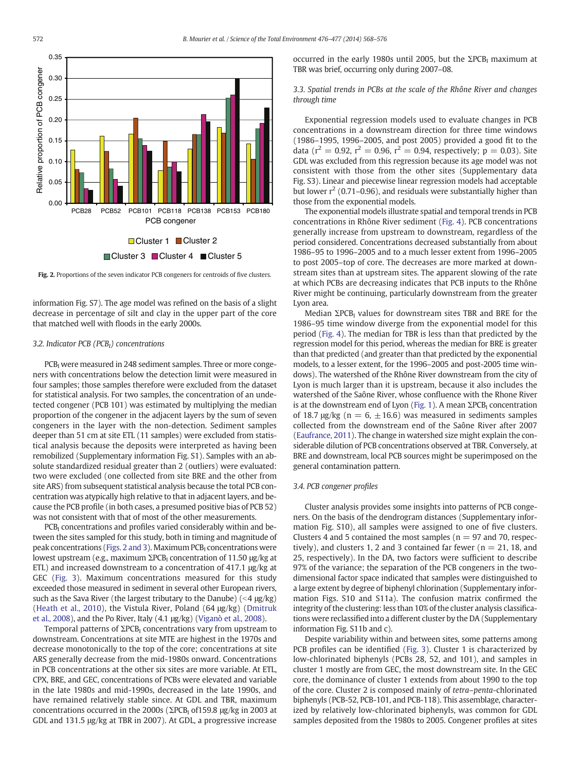Fig. 2. Proportions of the seven indicator PCB congeners for centroids of five clusters.

information Fig. S7). The age model was refined on the basis of a slight decrease in percentage of silt and clay in the upper part of the core that matched well with floods in the early 2000s.

### 3.2. Indicator PCB ($PCB_I$) concentrations

$PCB_I$ were measured in 248 sediment samples. Three or more congeners with concentrations below the detection limit were measured in four samples; those samples therefore were excluded from the dataset for statistical analysis. For two samples, the concentration of an undetected congener (PCB 101) was estimated by multiplying the median proportion of the congener in the adjacent layers by the sum of seven congeners in the layer with the non-detection. Sediment samples deeper than 51 cm at site ETL (11 samples) were excluded from statistical analysis because the deposits were interpreted as having been remobilized (Supplementary information Fig. S1). Samples with an absolute standardized residual greater than 2 (outliers) were evaluated: two were excluded (one collected from site BRE and the other from site ARS) from subsequent statistical analysis because the total PCB concentration was atypically high relative to that in adjacent layers, and because the PCB profile (in both cases, a presumed positive bias of PCB 52) was not consistent with that of most of the other measurements.

$PCB_I$ concentrations and profiles varied considerably within and between the sites sampled for this study, both in timing and magnitude of peak concentrations (Figs. 2 and 3). Maximum $PCB_I$ concentrations were lowest upstream (e.g., maximum $\Sigma PCB_I$ concentration of 11.50 μg/kg at ETL) and increased downstream to a concentration of 417.1 μg/kg at GEC (Fig. 3). Maximum concentrations measured for this study exceeded those measured in sediment in several other European rivers, such as the Sava River (the largest tributary to the Danube) (<4 μg/kg) (Heath et al., 2010), the Vistula River, Poland (64 μg/kg) (Dmitruk et al., 2008), and the Po River, Italy (4.1 μg/kg) (Viganò et al., 2008).

Temporal patterns of $\Sigma PCB_I$ concentrations vary from upstream to downstream. Concentrations at site MTE are highest in the 1970s and decrease monotonically to the top of the core; concentrations at site ARS generally decrease from the mid-1980s onward. Concentrations in PCB concentrations at the other six sites are more variable. At ETL, CPX, BRE, and GEC, concentrations of PCBs were elevated and variable in the late 1980s and mid-1990s, decreased in the late 1990s, and have remained relatively stable since. At GDL and TBR, maximum concentrations occurred in the 2000s ($\Sigma PCB_I$ of159.8 μg/kg in 2003 at GDL and 131.5 μg/kg at TBR in 2007). At GDL, a progressive increase occurred in the early 1980s until 2005, but the $\Sigma PCB_I$ maximum at TBR was brief, occurring only during 2007–08.

### 3.3. Spatial trends in PCBs at the scale of the Rhône River and changes through time

Exponential regression models used to evaluate changes in PCB concentrations in a downstream direction for three time windows (1986–1995, 1996–2005, and post 2005) provided a good fit to the data ($r^2 = 0.92$, $r^2 = 0.96$, $r^2 = 0.94$, respectively; $p = 0.03$). Site GDL was excluded from this regression because its age model was not consistent with those from the other sites (Supplementary data Fig. S3). Linear and piecewise linear regression models had acceptable but lower $r^2$ (0.71–0.96), and residuals were substantially higher than those from the exponential models.

The exponential models illustrate spatial and temporal trends in PCB concentrations in Rhône River sediment (Fig. 4). PCB concentrations generally increase from upstream to downstream, regardless of the period considered. Concentrations decreased substantially from about 1986–95 to 1996–2005 and to a much lesser extent from 1996–2005 to post 2005–top of core. The decreases are more marked at downstream sites than at upstream sites. The apparent slowing of the rate at which PCBs are decreasing indicates that PCB inputs to the Rhône River might be continuing, particularly downstream from the greater Lyon area.

Median $\Sigma PCB_I$ values for downstream sites TBR and BRE for the 1986–95 time window diverge from the exponential model for this period (Fig. 4). The median for TBR is less than that predicted by the regression model for this period, whereas the median for BRE is greater than that predicted (and greater than that predicted by the exponential models, to a lesser extent, for the 1996–2005 and post-2005 time windows). The watershed of the Rhône River downstream from the city of Lyon is much larger than it is upstream, because it also includes the watershed of the Saône River, whose confluence with the Rhone River is at the downstream end of Lyon (Fig. 1). A mean $\Sigma PCB_I$ concentration of 18.7 μg/kg ($n = 6$, $\pm 16.6$) was measured in sediments samples collected from the downstream end of the Saône River after 2007 (Eaufrance, 2011). The change in watershed size might explain the considerable dilution of PCB concentrations observed at TBR. Conversely, at BRE and downstream, local PCB sources might be superimposed on the general contamination pattern.

### 3.4. PCB congener profiles

Cluster analysis provides some insights into patterns of PCB congeners. On the basis of the dendrogram distances (Supplementary information Fig. S10), all samples were assigned to one of five clusters. Clusters 4 and 5 contained the most samples ($n = 97$ and 70, respectively), and clusters 1, 2 and 3 contained far fewer ($n = 21$, 18, and 25, respectively). In the DA, two factors were sufficient to describe 97% of the variance; the separation of the PCB congeners in the two-dimensional factor space indicated that samples were distinguished to a large extent by degree of biphenyl chlorination (Supplementary information Figs. S10 and S11a). The confusion matrix confirmed the integrity of the clustering: less than 10% of the cluster analysis classifications were reclassified into a different cluster by the DA (Supplementary information Fig. S11b and c).

Despite variability within and between sites, some patterns among PCB profiles can be identified (Fig. 3). Cluster 1 is characterized by low-chlorinated biphenyls (PCBs 28, 52, and 101), and samples in cluster 1 mostly are from GEC, the most downstream site. In the GEC core, the dominance of cluster 1 extends from about 1990 to the top of the core. Cluster 2 is composed mainly of *tetra*–*penta*-chlorinated biphenyls (PCB-52, PCB-101, and PCB-118). This assemblage, characterized by relatively low-chlorinated biphenyls, was common for GDL samples deposited from the 1980s to 2005. Congener profiles at sites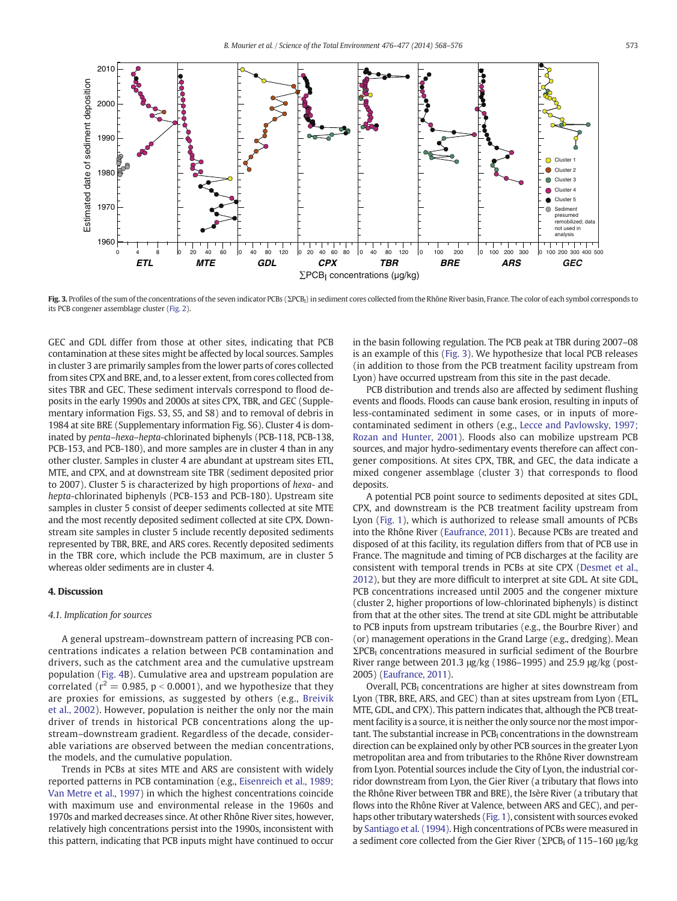**Fig. 3.** Profiles of the sum of the concentrations of the seven indicator PCBs ($\Sigma PCB_I$) in sediment cores collected from the Rhône River basin, France. The color of each symbol corresponds to its PCB congener assemblage cluster (Fig. 2).

GEC and GDL differ from those at other sites, indicating that PCB contamination at these sites might be affected by local sources. Samples in cluster 3 are primarily samples from the lower parts of cores collected from sites CPX and BRE, and, to a lesser extent, from cores collected from sites TBR and GEC. These sediment intervals correspond to flood deposits in the early 1990s and 2000s at sites CPX, TBR, and GEC (Supplementary information Figs. S3, S5, and S8) and to removal of debris in 1984 at site BRE (Supplementary information Fig. S6). Cluster 4 is dominated by *penta*–*hexa*–*hepta*-chlorinated biphenyls (PCB-118, PCB-138, PCB-153, and PCB-180), and more samples are in cluster 4 than in any other cluster. Samples in cluster 4 are abundant at upstream sites ETL, MTE, and CPX, and at downstream site TBR (sediment deposited prior to 2007). Cluster 5 is characterized by high proportions of *hexa*- and *hepta*-chlorinated biphenyls (PCB-153 and PCB-180). Upstream site samples in cluster 5 consist of deeper sediments collected at site MTE and the most recently deposited sediment collected at site CPX. Downstream site samples in cluster 5 include recently deposited sediments represented by TBR, BRE, and ARS cores. Recently deposited sediments in the TBR core, which include the PCB maximum, are in cluster 5 whereas older sediments are in cluster 4.

## 4. Discussion

### *4.1. Implication for sources*

A general upstream–downstream pattern of increasing PCB concentrations indicates a relation between PCB contamination and drivers, such as the catchment area and the cumulative upstream population (Fig. 4B). Cumulative area and upstream population are correlated ($r^2 = 0.985$, $p < 0.0001$), and we hypothesize that they are proxies for emissions, as suggested by others (e.g., Breivik et al., 2002). However, population is neither the only nor the main driver of trends in historical PCB concentrations along the upstream–downstream gradient. Regardless of the decade, considerable variations are observed between the median concentrations, the models, and the cumulative population.

Trends in PCBs at sites MTE and ARS are consistent with widely reported patterns in PCB contamination (e.g., Eisenreich et al., 1989; Van Metre et al., 1997) in which the highest concentrations coincide with maximum use and environmental release in the 1960s and 1970s and marked decreases since. At other Rhône River sites, however, relatively high concentrations persist into the 1990s, inconsistent with this pattern, indicating that PCB inputs might have continued to occur in the basin following regulation. The PCB peak at TBR during 2007–08 is an example of this (Fig. 3). We hypothesize that local PCB releases (in addition to those from the PCB treatment facility upstream from Lyon) have occurred upstream from this site in the past decade.

PCB distribution and trends also are affected by sediment flushing events and floods. Floods can cause bank erosion, resulting in inputs of less-contaminated sediment in some cases, or in inputs of more-contaminated sediment in others (e.g., Lecce and Pavlowsky, 1997; Rozan and Hunter, 2001). Floods also can mobilize upstream PCB sources, and major hydro-sedimentary events therefore can affect congener compositions. At sites CPX, TBR, and GEC, the data indicate a mixed congener assemblage (cluster 3) that corresponds to flood deposits.

A potential PCB point source to sediments deposited at sites GDL, CPX, and downstream is the PCB treatment facility upstream from Lyon (Fig. 1), which is authorized to release small amounts of PCBs into the Rhône River (Eaufrance, 2011). Because PCBs are treated and disposed of at this facility, its regulation differs from that of PCB use in France. The magnitude and timing of PCB discharges at the facility are consistent with temporal trends in PCBs at site CPX (Desmet et al., 2012), but they are more difficult to interpret at site GDL. At site GDL, PCB concentrations increased until 2005 and the congener mixture (cluster 2, higher proportions of low-chlorinated biphenyls) is distinct from that at the other sites. The trend at site GDL might be attributable to PCB inputs from upstream tributaries (e.g., the Bourbre River) and (or) management operations in the Grand Large (e.g., dredging). Mean $\Sigma PCB_I$ concentrations measured in surficial sediment of the Bourbre River range between 201.3 μg/kg (1986–1995) and 25.9 μg/kg (post-2005) (Eaufrance, 2011).

Overall, $PCB_I$ concentrations are higher at sites downstream from Lyon (TBR, BRE, ARS, and GEC) than at sites upstream from Lyon (ETL, MTE, GDL, and CPX). This pattern indicates that, although the PCB treatment facility is a source, it is neither the only source nor the most important. The substantial increase in $PCB_I$ concentrations in the downstream direction can be explained only by other PCB sources in the greater Lyon metropolitan area and from tributaries to the Rhône River downstream from Lyon. Potential sources include the City of Lyon, the industrial corridor downstream from Lyon, the Gier River (a tributary that flows into the Rhône River between TBR and BRE), the Isère River (a tributary that flows into the Rhône River at Valence, between ARS and GEC), and perhaps other tributary watersheds (Fig. 1), consistent with sources evoked by Santiago et al. (1994). High concentrations of PCBs were measured in a sediment core collected from the Gier River ($\Sigma PCB_I$ of 115–160 μg/kg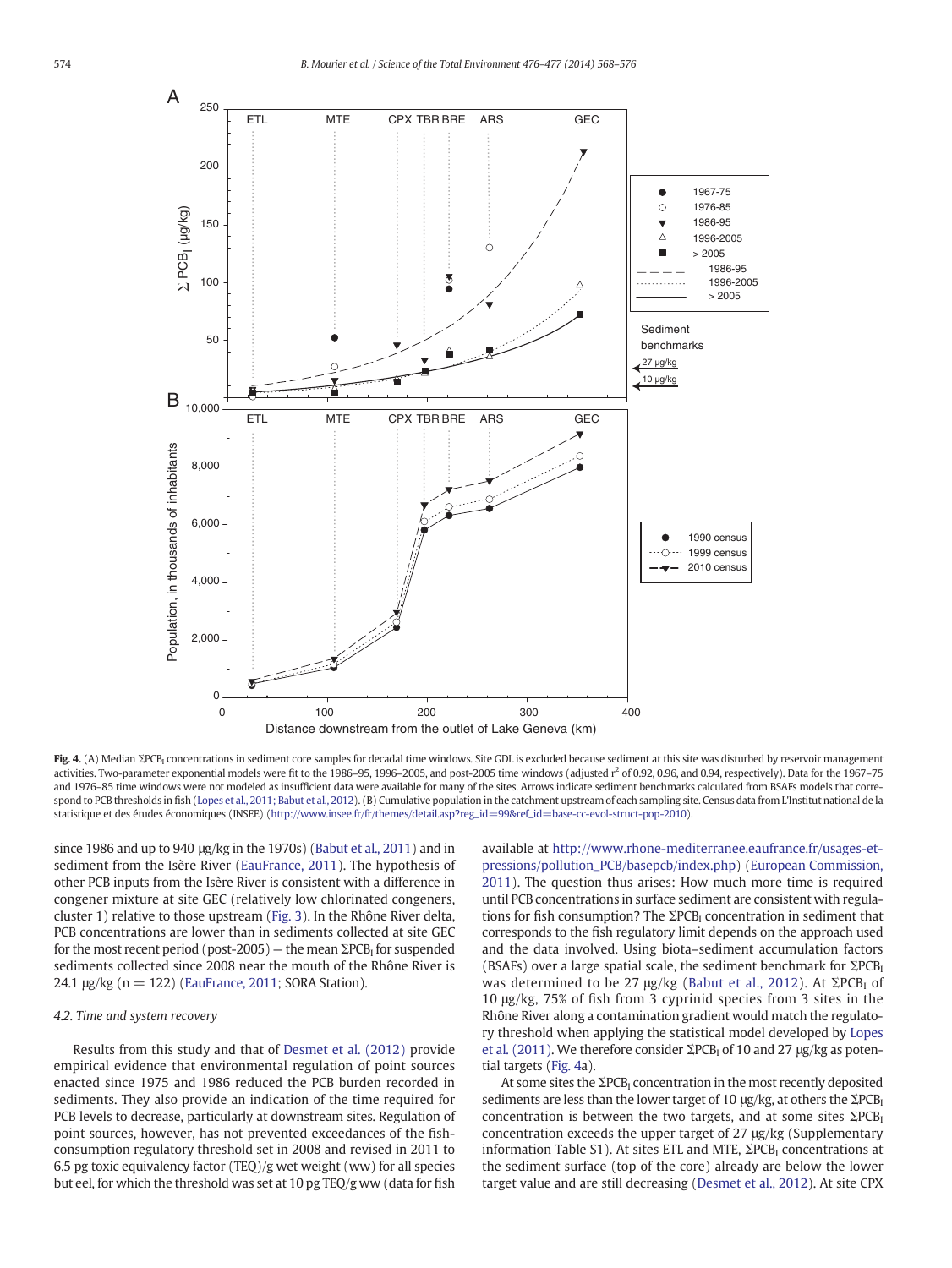**Fig. 4.** (A) Median $\Sigma PCB_I$ concentrations in sediment core samples for decadal time windows. Site GDL is excluded because sediment at this site was disturbed by reservoir management activities. Two-parameter exponential models were fit to the 1986–95, 1996–2005, and post-2005 time windows (adjusted $r^2$ of 0.92, 0.96, and 0.94, respectively). Data for the 1967–75 and 1976–85 time windows were not modeled as insufficient data were available for many of the sites. Arrows indicate sediment benchmarks calculated from BSAFs models that correspond to PCB thresholds in fish (Lopes et al., 2011; Babut et al., 2012). (B) Cumulative population in the catchment upstream of each sampling site. Census data from L'Institut national de la statistique et des études économiques (INSEE) (http://www.insee.fr/fr/themes/detail.asp?reg_id=99&ref_id=base-cc-evol-struct-pop-2010).

since 1986 and up to 940 μg/kg in the 1970s) (Babut et al., 2011) and in sediment from the Isère River (EauFrance, 2011). The hypothesis of other PCB inputs from the Isère River is consistent with a difference in congener mixture at site GEC (relatively low chlorinated congeners, cluster 1) relative to those upstream (Fig. 3). In the Rhône River delta, PCB concentrations are lower than in sediments collected at site GEC for the most recent period (post-2005) — the mean $\Sigma PCB_I$ for suspended sediments collected since 2008 near the mouth of the Rhône River is 24.1 μg/kg (n = 122) (EauFrance, 2011; SORA Station).

### 4.2. Time and system recovery

Results from this study and that of Desmet et al. (2012) provide empirical evidence that environmental regulation of point sources enacted since 1975 and 1986 reduced the PCB burden recorded in sediments. They also provide an indication of the time required for PCB levels to decrease, particularly at downstream sites. Regulation of point sources, however, has not prevented exceedances of the fish-consumption regulatory threshold set in 2008 and revised in 2011 to 6.5 pg toxic equivalency factor (TEQ)/g wet weight (ww) for all species but eel, for which the threshold was set at 10 pg TEQ/g ww (data for fish available at http://www.rhone-mediterranee.eaufrance.fr/usages-et-pressions/pollution_PCB/basepcb/index.php) (European Commission, 2011). The question thus arises: How much more time is required until PCB concentrations in surface sediment are consistent with regulations for fish consumption? The $\Sigma PCB_I$ concentration in sediment that corresponds to the fish regulatory limit depends on the approach used and the data involved. Using biota–sediment accumulation factors (BSAFs) over a large spatial scale, the sediment benchmark for $\Sigma PCB_I$ was determined to be 27 μg/kg (Babut et al., 2012). At $\Sigma PCB_I$ of 10 μg/kg, 75% of fish from 3 cyprinid species from 3 sites in the Rhône River along a contamination gradient would match the regulatory threshold when applying the statistical model developed by Lopes et al. (2011). We therefore consider $\Sigma PCB_I$ of 10 and 27 μg/kg as potential targets (Fig. 4a).

At some sites the $\Sigma PCB_I$ concentration in the most recently deposited sediments are less than the lower target of 10 μg/kg, at others the $\Sigma PCB_I$ concentration is between the two targets, and at some sites $\Sigma PCB_I$ concentration exceeds the upper target of 27 μg/kg (Supplementary information Table S1). At sites ETL and MTE, $\Sigma PCB_I$ concentrations at the sediment surface (top of the core) already are below the lower target value and are still decreasing (Desmet et al., 2012). At site CPX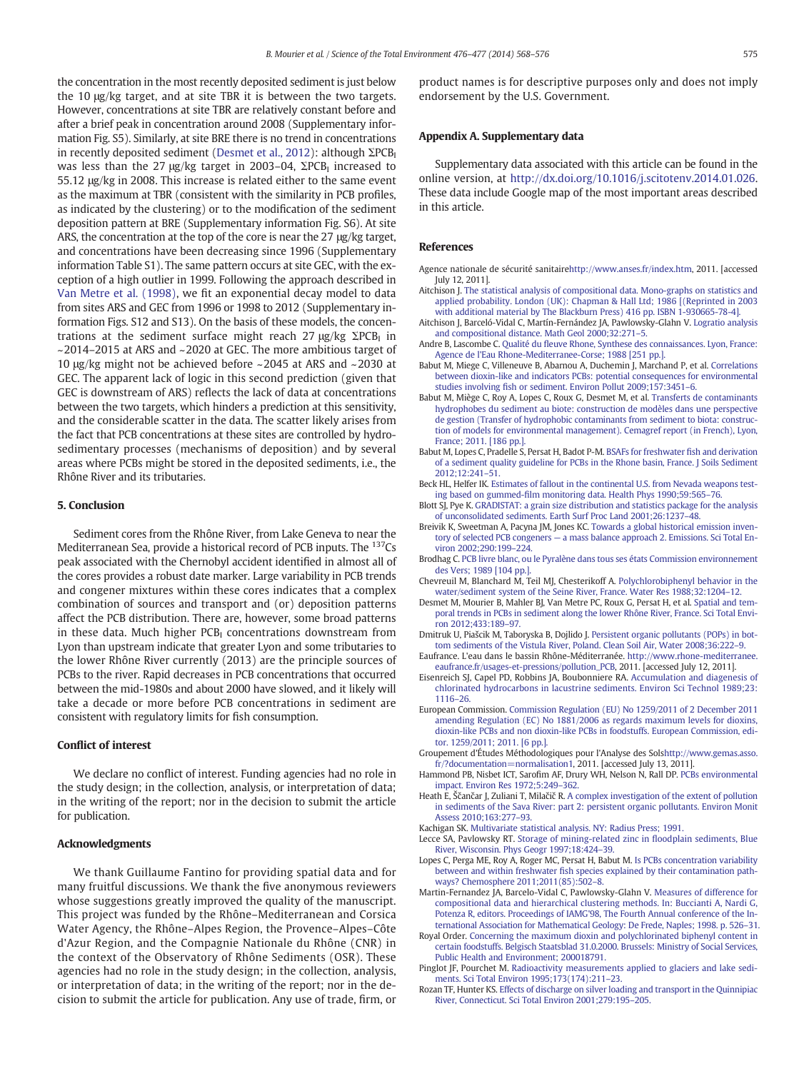the concentration in the most recently deposited sediment is just below the 10 μg/kg target, and at site TBR it is between the two targets. However, concentrations at site TBR are relatively constant before and after a brief peak in concentration around 2008 (Supplementary information Fig. S5). Similarly, at site BRE there is no trend in concentrations in recently deposited sediment (Desmet et al., 2012): although $\Sigma PCB_I$ was less than the 27 μg/kg target in 2003–04, $\Sigma PCB_I$ increased to 55.12 μg/kg in 2008. This increase is related either to the same event as the maximum at TBR (consistent with the similarity in PCB profiles, as indicated by the clustering) or to the modification of the sediment deposition pattern at BRE (Supplementary information Fig. S6). At site ARS, the concentration at the top of the core is near the 27 μg/kg target, and concentrations have been decreasing since 1996 (Supplementary information Table S1). The same pattern occurs at site GEC, with the exception of a high outlier in 1999. Following the approach described in Van Metre et al. (1998), we fit an exponential decay model to data from sites ARS and GEC from 1996 or 1998 to 2012 (Supplementary information Figs. S12 and S13). On the basis of these models, the concentrations at the sediment surface might reach 27 μg/kg $\Sigma PCB_I$ in ~2014–2015 at ARS and ~2020 at GEC. The more ambitious target of 10 μg/kg might not be achieved before ~2045 at ARS and ~2030 at GEC. The apparent lack of logic in this second prediction (given that GEC is downstream of ARS) reflects the lack of data at concentrations between the two targets, which hinders a prediction at this sensitivity, and the considerable scatter in the data. The scatter likely arises from the fact that PCB concentrations at these sites are controlled by hydro-sedimentary processes (mechanisms of deposition) and by several areas where PCBs might be stored in the deposited sediments, i.e., the Rhône River and its tributaries.

## 5. Conclusion

Sediment cores from the Rhône River, from Lake Geneva to near the Mediterranean Sea, provide a historical record of PCB inputs. The $^{137}Cs$ peak associated with the Chernobyl accident identified in almost all of the cores provides a robust date marker. Large variability in PCB trends and congener mixtures within these cores indicates that a complex combination of sources and transport and (or) deposition patterns affect the PCB distribution. There are, however, some broad patterns in these data. Much higher $PCB_I$ concentrations downstream from Lyon than upstream indicate that greater Lyon and some tributaries to the lower Rhône River currently (2013) are the principle sources of PCBs to the river. Rapid decreases in PCB concentrations that occurred between the mid-1980s and about 2000 have slowed, and it likely will take a decade or more before PCB concentrations in sediment are consistent with regulatory limits for fish consumption.

## Conflict of interest

We declare no conflict of interest. Funding agencies had no role in the study design; in the collection, analysis, or interpretation of data; in the writing of the report; nor in the decision to submit the article for publication.

## Acknowledgments

We thank Guillaume Fantino for providing spatial data and for many fruitful discussions. We thank the five anonymous reviewers whose suggestions greatly improved the quality of the manuscript. This project was funded by the Rhône–Mediterranean and Corsica Water Agency, the Rhône–Alpes Region, the Provence–Alpes–Côte d'Azur Region, and the Compagnie Nationale du Rhône (CNR) in the context of the Observatory of Rhône Sediments (OSR). These agencies had no role in the study design; in the collection, analysis, or interpretation of data; in the writing of the report; nor in the decision to submit the article for publication. Any use of trade, firm, or product names is for descriptive purposes only and does not imply endorsement by the U.S. Government.

## Appendix A. Supplementary data

Supplementary data associated with this article can be found in the online version, at http://dx.doi.org/10.1016/j.scitotenv.2014.01.026. These data include Google map of the most important areas described in this article.

## References

Agence nationale de sécurité sanitairehttp://www.anses.fr/index.htm, 2011. [accessed July 12, 2011].

Aitchison J. The statistical analysis of compositional data. Mono-graphs on statistics and applied probability. London (UK): Chapman & Hall Ltd; 1986 [(Reprinted in 2003 with additional material by The Blackburn Press) 416 pp. ISBN 1-930665-78-4].

Aitchison J, Barceló-Vidal C, Martín-Fernández JA, Pawlowsky-Glahn V. Logratio analysis and compositional distance. Math Geol 2000;32:271–5.

Andre B, Lascombe C. Qualité du fleuve Rhone, Synthese des connaissances. Lyon, France: Agence de l'Eau Rhone-Mediterranee-Corse; 1988 [251 pp.].

Babut M, Miege C, Villeneuve B, Abarnou A, Duchemin J, Marchand P, et al. Correlations between dioxin-like and indicators PCBs: potential consequences for environmental studies involving fish or sediment. Environ Pollut 2009;157:3451–6.

Babut M, Miège C, Roy A, Lopes C, Roux G, Desmet M, et al. Transferts de contaminants hydrophobes du sediment au biote: construction de modèles dans une perspective de gestion (Transfer of hydrophobic contaminants from sediment to biota: construction of models for environmental management). Cemagref report (in French), Lyon, France; 2011. [186 pp.].

Babut M, Lopes C, Pradelle S, Persat H, Badot P-M. BSAFs for freshwater fish and derivation of a sediment quality guideline for PCBs in the Rhone basin, France. J Soils Sediment 2012;12:241–51.

Beck HL, Helfer IK. Estimates of fallout in the continental U.S. from Nevada weapons testing based on gummed-film monitoring data. Health Phys 1990;59:565–76.

Blott SJ, Pye K. GRADISTAT: a grain size distribution and statistics package for the analysis of unconsolidated sediments. Earth Surf Proc Land 2001;26:1237–48.

Breivik K, Sweetman A, Pacyna JM, Jones KC. Towards a global historical emission inventory of selected PCB congeners — a mass balance approach 2. Emissions. Sci Total Environ 2002;290:199–224.

Brodhag C. PCB livre blanc, ou le Pyralène dans tous ses états Commission environnement des Vers; 1989 [104 pp.].

Chevreuil M, Blanchard M, Teil MJ, Chesterikoff A. Polychlorobiphenyl behavior in the water/sediment system of the Seine River, France. Water Res 1988;32:1204–12.

Desmet M, Mourier B, Mahler BJ, Van Metre PC, Roux G, Persat H, et al. Spatial and temporal trends in PCBs in sediment along the lower Rhône River, France. Sci Total Environ 2012;433:189–97.

Dmitruk U, Piaścik M, Taboryska B, Dojlido J. Persistent organic pollutants (POPs) in bottom sediments of the Vistula River, Poland. Clean Soil Air, Water 2008;36:222–9.

Eaufrance. L'eau dans le bassin Rhône-Méditerranée. http://www.rhone-mediterranee.eaufrance.fr/usages-et-pressions/pollution_PCB, 2011. [accessed July 12, 2011].

Eisenreich SJ, Capel PD, Robbins JA, Boubonniere RA. Accumulation and diagenesis of chlorinated hydrocarbons in lacustrine sediments. Environ Sci Technol 1989;23:1116–26.

European Commission. Commission Regulation (EU) No 1259/2011 of 2 December 2011 amending Regulation (EC) No 1881/2006 as regards maximum levels for dioxins, dioxin-like PCBs and non dioxin-like PCBs in foodstuffs. European Commission, editor. 1259/2011; 2011. [6 pp.].

Groupement d'Études Méthodologiques pour l'Analyse des Solshttp://www.gemas.asso.fr/?documentation=normalisation1, 2011. [accessed July 13, 2011].

Hammond PB, Nisbet ICT, Sarofim AF, Drury WH, Nelson N, Rall DP. PCBs environmental impact. Environ Res 1972;5:249–362.

Heath E, Ščančar J, Zuliani T, Milačič R. A complex investigation of the extent of pollution in sediments of the Sava River: part 2: persistent organic pollutants. Environ Monit Assess 2010;163:277–93.

Kachigan SK. Multivariate statistical analysis. NY: Radius Press; 1991.

Lecce SA, Pavlowsky RT. Storage of mining-related zinc in floodplain sediments, Blue River, Wisconsin. Phys Geogr 1997;18:424–39.

Lopes C, Perga ME, Roy A, Roger MC, Persat H, Babut M. Is PCBs concentration variability between and within freshwater fish species explained by their contamination pathways? Chemosphere 2011;2011(85):502–8.

Martin-Fernandez JA, Barcelo-Vidal C, Pawlowsky-Glahn V. Measures of difference for compositional data and hierarchical clustering methods. In: Buccianti A, Nardi G, Potenza R, editors. Proceedings of IAMG'98, The Fourth Annual conference of the International Association for Mathematical Geology: De Frede, Naples; 1998. p. 526–31.

Royal Order. Concerning the maximum dioxin and polychlorinated biphenyl content in certain foodstuffs. Belgisch Staatsblad 31.0.2000. Brussels: Ministry of Social Services, Public Health and Environment; 200018791.

Pinglot JF, Pourchet M. Radioactivity measurements applied to glaciers and lake sediments. Sci Total Environ 1995;173(174):211–23.

Rozan TF, Hunter KS. Effects of discharge on silver loading and transport in the Quinnipiac River, Connecticut. Sci Total Environ 2001;279:195–205.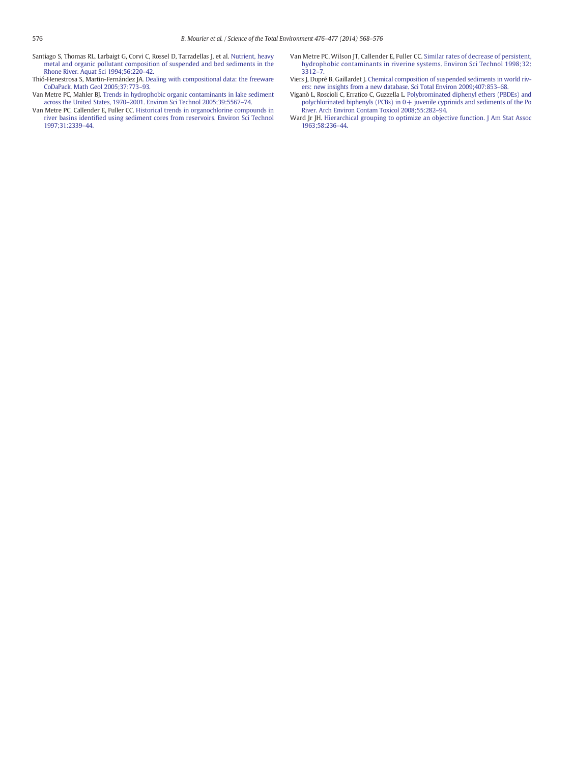Santiago S, Thomas RL, Larbaigt G, Corvi C, Rossel D, Tarradellas J, et al. Nutrient, heavy metal and organic pollutant composition of suspended and bed sediments in the Rhone River. Aquat Sci 1994;56:220–42.

Thió-Henestrosa S, Martín-Fernández JA. Dealing with compositional data: the freeware CoDaPack. Math Geol 2005;37:773–93.

Van Metre PC, Mahler BJ. Trends in hydrophobic organic contaminants in lake sediment across the United States, 1970–2001. Environ Sci Technol 2005;39:5567–74.

Van Metre PC, Callender E, Fuller CC. Historical trends in organochlorine compounds in river basins identified using sediment cores from reservoirs. Environ Sci Technol 1997;31:2339–44.

Van Metre PC, Wilson JT, Callender E, Fuller CC. Similar rates of decrease of persistent, hydrophobic contaminants in riverine systems. Environ Sci Technol 1998;32:3312–7.

Viers J, Dupré B, Gaillardet J. Chemical composition of suspended sediments in world rivers: new insights from a new database. Sci Total Environ 2009;407:853–68.

Viganò L, Roscioli C, Erratico C, Guzzella L. Polybrominated diphenyl ethers (PBDEs) and polychlorinated biphenyls (PCBs) in 0+ juvenile cyprinids and sediments of the Po River. Arch Environ Contam Toxicol 2008;55:282–94.

Ward Jr JH. Hierarchical grouping to optimize an objective function. J Am Stat Assoc 1963;58:236–44.